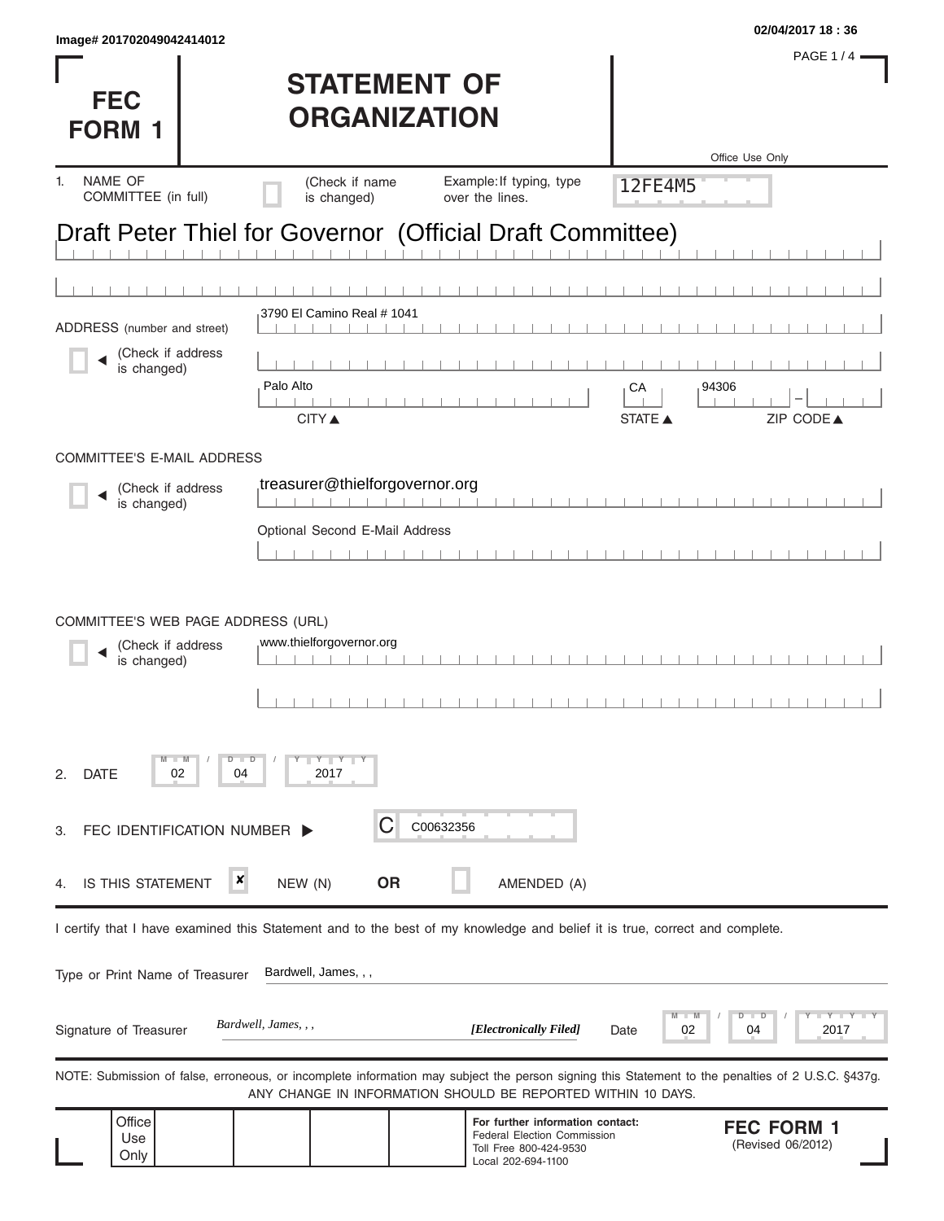Image# 201702049042414012

02/04/2017 18 : 36

# FEC FORM 1

# STATEMENT OF ORGANIZATION

Office Use Only

12FE4M5

1. NAME OF COMMITTEE (in full) (Check if name is changed) Example: If typing, type over the lines.

Draft Peter Thiel for Governor (Official Draft Committee)

ADDRESS (number and street) (Check if address is changed)

3790 El Camino Real # 1041

Palo Alto | CA | 94306

CITY ▲ STATE ▲ ZIP CODE ▲

COMMITTEE'S E-MAIL ADDRESS (Check if address is changed)

treasurer@thielforgovernor.org

Optional Second E-Mail Address

COMMITTEE'S WEB PAGE ADDRESS (URL) (Check if address is changed)

www.thielforgovernor.org

2. DATE 02 / 04 / 2017

3. FEC IDENTIFICATION NUMBER ▶ C C00632356

4. IS THIS STATEMENT [x] NEW (N) **OR** [ ] AMENDED (A)

I certify that I have examined this Statement and to the best of my knowledge and belief it is true, correct and complete.

Type or Print Name of Treasurer: Bardwell, James, , ,

Signature of Treasurer: *Bardwell, James, , ,* ***[Electronically Filed]*** Date 02 / 04 / 2017

NOTE: Submission of false, erroneous, or incomplete information may subject the person signing this Statement to the penalties of 2 U.S.C. §437g. ANY CHANGE IN INFORMATION SHOULD BE REPORTED WITHIN 10 DAYS.

Office Use Only

**For further information contact:**
Federal Election Commission
Toll Free 800-424-9530
Local 202-694-1100

**FEC FORM 1**
(Revised 06/2012)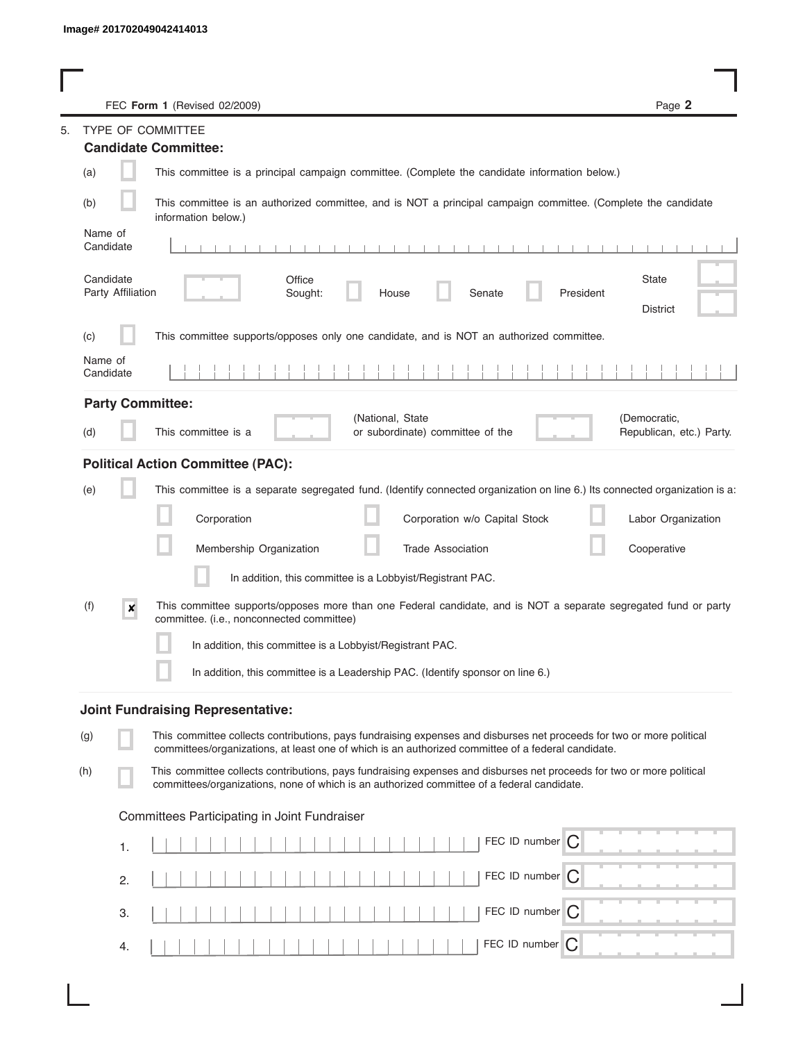Image# 201702049042414013

FEC **Form 1** (Revised 02/2009)

5. TYPE OF COMMITTEE

**Candidate Committee:**

(a) [ ] This committee is a principal campaign committee. (Complete the candidate information below.)

(b) [ ] This committee is an authorized committee, and is NOT a principal campaign committee. (Complete the candidate information below.)

Name of Candidate

Candidate Party Affiliation

Office Sought: [ ] House [ ] Senate [ ] President

State

District

(c) [ ] This committee supports/opposes only one candidate, and is NOT an authorized committee.

Name of Candidate

**Party Committee:**

(d) [ ] This committee is a (National, State or subordinate) committee of the (Democratic, Republican, etc.) Party.

**Political Action Committee (PAC):**

(e) [ ] This committee is a separate segregated fund. (Identify connected organization on line 6.) Its connected organization is a:

- [ ] Corporation
- [ ] Corporation w/o Capital Stock
- [ ] Labor Organization
- [ ] Membership Organization
- [ ] Trade Association
- [ ] Cooperative

[ ] In addition, this committee is a Lobbyist/Registrant PAC.

(f) [x] This committee supports/opposes more than one Federal candidate, and is NOT a separate segregated fund or party committee. (i.e., nonconnected committee)

[ ] In addition, this committee is a Lobbyist/Registrant PAC.

[ ] In addition, this committee is a Leadership PAC. (Identify sponsor on line 6.)

**Joint Fundraising Representative:**

(g) [ ] This committee collects contributions, pays fundraising expenses and disburses net proceeds for two or more political committees/organizations, at least one of which is an authorized committee of a federal candidate.

(h) [ ] This committee collects contributions, pays fundraising expenses and disburses net proceeds for two or more political committees/organizations, none of which is an authorized committee of a federal candidate.

Committees Participating in Joint Fundraiser

1. FEC ID number C
2. FEC ID number C
3. FEC ID number C
4. FEC ID number C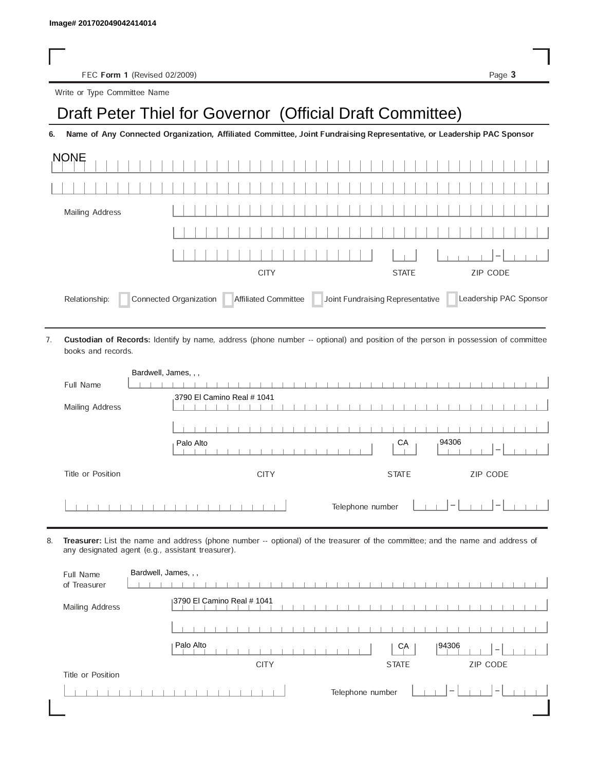Image# 201702049042414014

FEC **Form 1** (Revised 02/2009)

Write or Type Committee Name

# Draft Peter Thiel for Governor (Official Draft Committee)

**6. Name of Any Connected Organization, Affiliated Committee, Joint Fundraising Representative, or Leadership PAC Sponsor**

NONE

Mailing Address

CITY STATE ZIP CODE

Relationship: ☐ Connected Organization ☐ Affiliated Committee ☐ Joint Fundraising Representative ☐ Leadership PAC Sponsor

7. **Custodian of Records:** Identify by name, address (phone number -- optional) and position of the person in possession of committee books and records.

Full Name: Bardwell, James, , ,

Mailing Address: 3790 El Camino Real # 1041

Palo Alto CA 94306

CITY STATE ZIP CODE

Title or Position

Telephone number

8. **Treasurer:** List the name and address (phone number -- optional) of the treasurer of the committee; and the name and address of any designated agent (e.g., assistant treasurer).

Full Name of Treasurer: Bardwell, James, , ,

Mailing Address: 3790 El Camino Real # 1041

Palo Alto CA 94306

CITY STATE ZIP CODE

Title or Position

Telephone number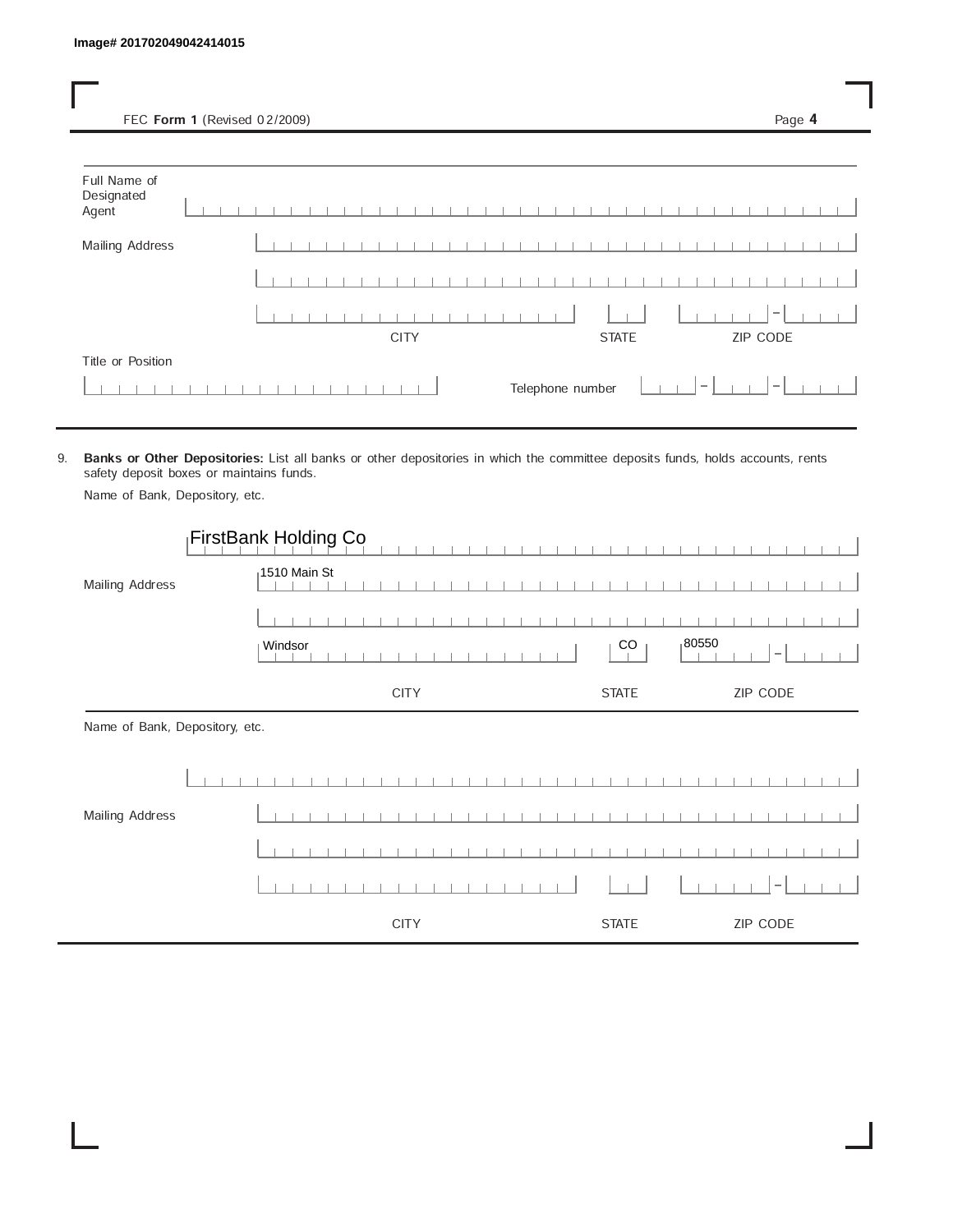Image# 201702049042414015

FEC **Form 1** (Revised 02/2009)

Full Name of Designated Agent

Mailing Address

CITY STATE ZIP CODE

Title or Position

Telephone number

9. **Banks or Other Depositories:** List all banks or other depositories in which the committee deposits funds, holds accounts, rents safety deposit boxes or maintains funds.

Name of Bank, Depository, etc.

FirstBank Holding Co

Mailing Address 1510 Main St

Windsor CO 80550

CITY STATE ZIP CODE

Name of Bank, Depository, etc.

Mailing Address

CITY STATE ZIP CODE